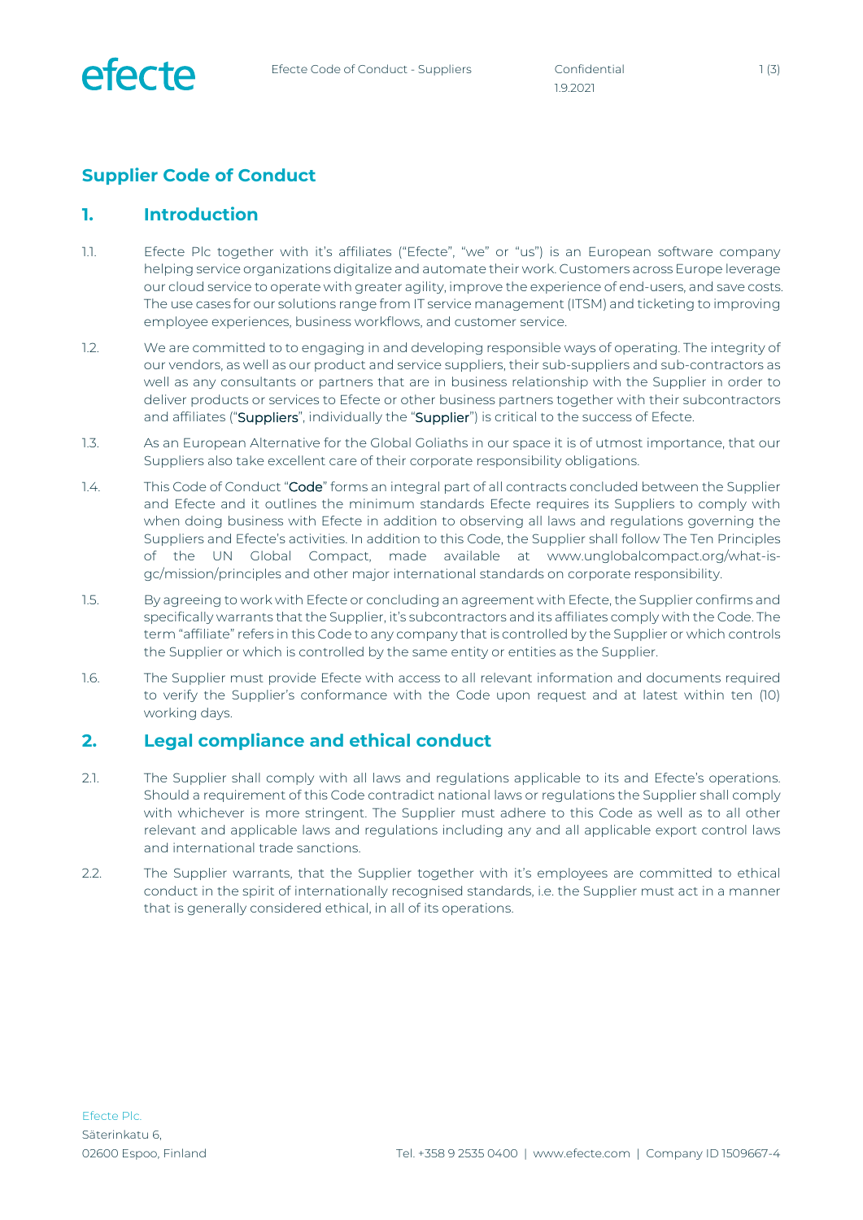# Supplier Code of Conduct

## 1. Introduction

1.1. Efecte Plc together with it's affiliates ("Efecte", "we" or "us") is an European software company helping service organizations digitalize and automate their work. Customers across Europe leverage our cloud service to operate with greater agility, improve the experience of end-users, and save costs. The use cases for our solutions range from IT service management (ITSM) and ticketing to improving employee experiences, business workflows, and customer service.

1.2. We are committed to to engaging in and developing responsible ways of operating. The integrity of our vendors, as well as our product and service suppliers, their sub-suppliers and sub-contractors as well as any consultants or partners that are in business relationship with the Supplier in order to deliver products or services to Efecte or other business partners together with their subcontractors and affiliates ("**Suppliers**", individually the "**Supplier**") is critical to the success of Efecte.

1.3. As an European Alternative for the Global Goliaths in our space it is of utmost importance, that our Suppliers also take excellent care of their corporate responsibility obligations.

1.4. This Code of Conduct "**Code**" forms an integral part of all contracts concluded between the Supplier and Efecte and it outlines the minimum standards Efecte requires its Suppliers to comply with when doing business with Efecte in addition to observing all laws and regulations governing the Suppliers and Efecte's activities. In addition to this Code, the Supplier shall follow The Ten Principles of the UN Global Compact, made available at www.unglobalcompact.org/what-is-gc/mission/principles and other major international standards on corporate responsibility.

1.5. By agreeing to work with Efecte or concluding an agreement with Efecte, the Supplier confirms and specifically warrants that the Supplier, it's subcontractors and its affiliates comply with the Code. The term "affiliate" refers in this Code to any company that is controlled by the Supplier or which controls the Supplier or which is controlled by the same entity or entities as the Supplier.

1.6. The Supplier must provide Efecte with access to all relevant information and documents required to verify the Supplier's conformance with the Code upon request and at latest within ten (10) working days.

## 2. Legal compliance and ethical conduct

2.1. The Supplier shall comply with all laws and regulations applicable to its and Efecte's operations. Should a requirement of this Code contradict national laws or regulations the Supplier shall comply with whichever is more stringent. The Supplier must adhere to this Code as well as to all other relevant and applicable laws and regulations including any and all applicable export control laws and international trade sanctions.

2.2. The Supplier warrants, that the Supplier together with it's employees are committed to ethical conduct in the spirit of internationally recognised standards, i.e. the Supplier must act in a manner that is generally considered ethical, in all of its operations.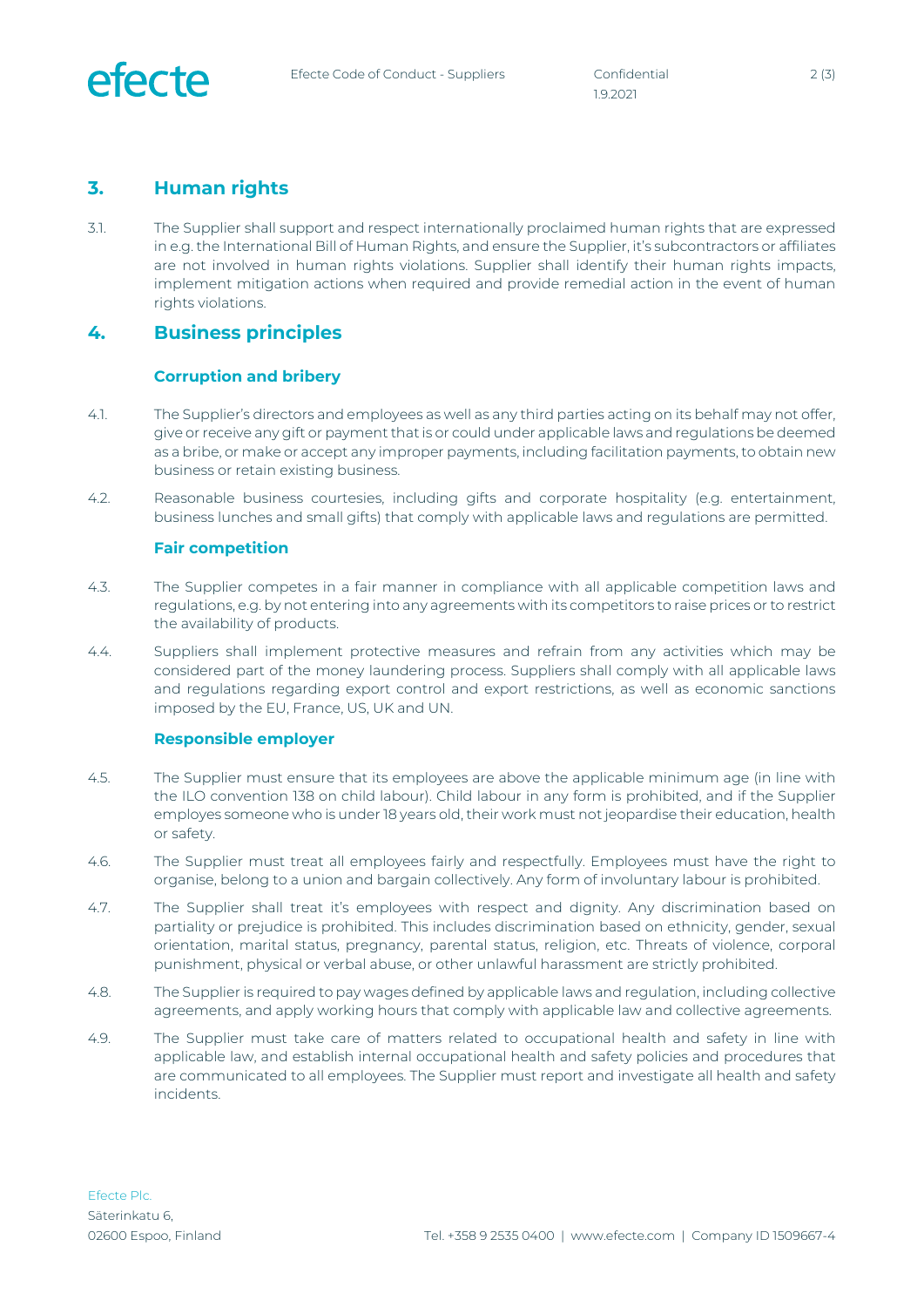## 3. Human rights

3.1. The Supplier shall support and respect internationally proclaimed human rights that are expressed in e.g. the International Bill of Human Rights, and ensure the Supplier, it's subcontractors or affiliates are not involved in human rights violations. Supplier shall identify their human rights impacts, implement mitigation actions when required and provide remedial action in the event of human rights violations.

## 4. Business principles

### Corruption and bribery

4.1. The Supplier's directors and employees as well as any third parties acting on its behalf may not offer, give or receive any gift or payment that is or could under applicable laws and regulations be deemed as a bribe, or make or accept any improper payments, including facilitation payments, to obtain new business or retain existing business.

4.2. Reasonable business courtesies, including gifts and corporate hospitality (e.g. entertainment, business lunches and small gifts) that comply with applicable laws and regulations are permitted.

### Fair competition

4.3. The Supplier competes in a fair manner in compliance with all applicable competition laws and regulations, e.g. by not entering into any agreements with its competitors to raise prices or to restrict the availability of products.

4.4. Suppliers shall implement protective measures and refrain from any activities which may be considered part of the money laundering process. Suppliers shall comply with all applicable laws and regulations regarding export control and export restrictions, as well as economic sanctions imposed by the EU, France, US, UK and UN.

### Responsible employer

4.5. The Supplier must ensure that its employees are above the applicable minimum age (in line with the ILO convention 138 on child labour). Child labour in any form is prohibited, and if the Supplier employes someone who is under 18 years old, their work must not jeopardise their education, health or safety.

4.6. The Supplier must treat all employees fairly and respectfully. Employees must have the right to organise, belong to a union and bargain collectively. Any form of involuntary labour is prohibited.

4.7. The Supplier shall treat it's employees with respect and dignity. Any discrimination based on partiality or prejudice is prohibited. This includes discrimination based on ethnicity, gender, sexual orientation, marital status, pregnancy, parental status, religion, etc. Threats of violence, corporal punishment, physical or verbal abuse, or other unlawful harassment are strictly prohibited.

4.8. The Supplier is required to pay wages defined by applicable laws and regulation, including collective agreements, and apply working hours that comply with applicable law and collective agreements.

4.9. The Supplier must take care of matters related to occupational health and safety in line with applicable law, and establish internal occupational health and safety policies and procedures that are communicated to all employees. The Supplier must report and investigate all health and safety incidents.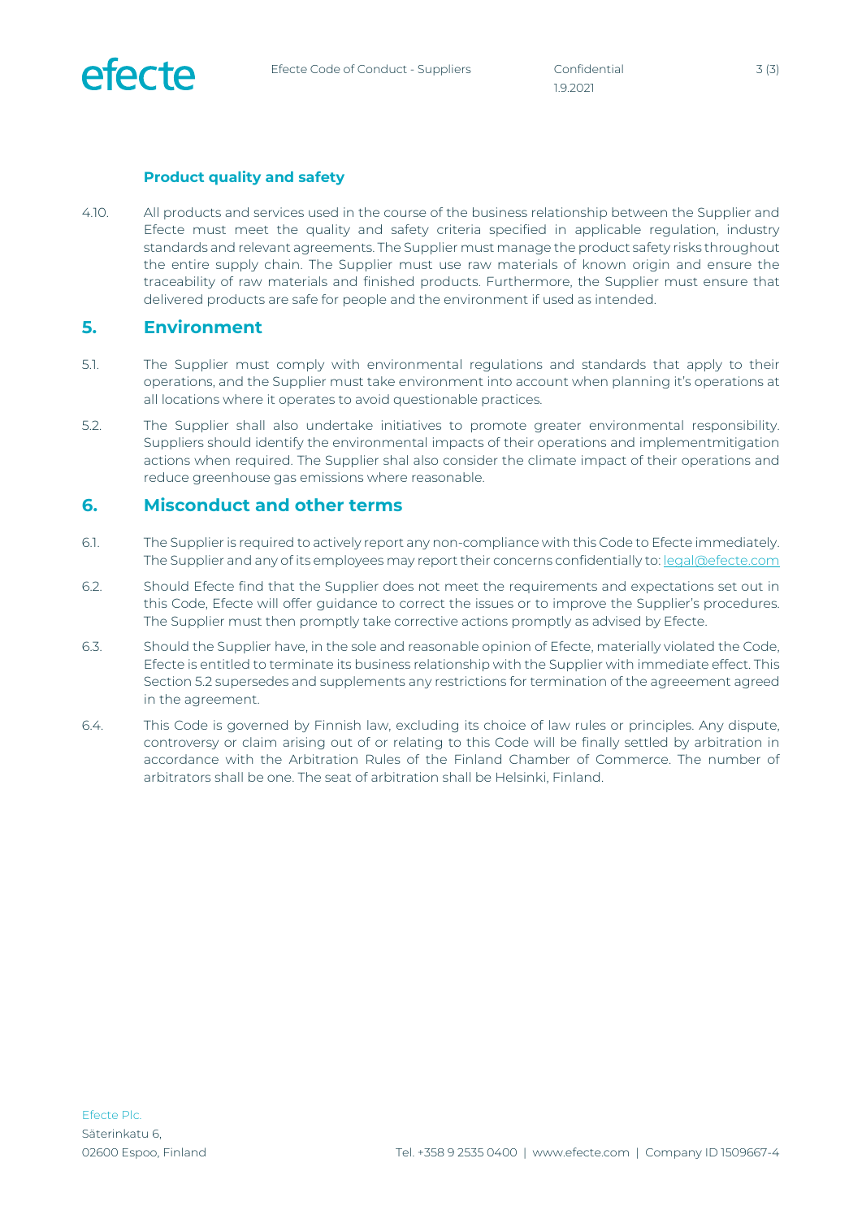### Product quality and safety

4.10. All products and services used in the course of the business relationship between the Supplier and Efecte must meet the quality and safety criteria specified in applicable regulation, industry standards and relevant agreements. The Supplier must manage the product safety risks throughout the entire supply chain. The Supplier must use raw materials of known origin and ensure the traceability of raw materials and finished products. Furthermore, the Supplier must ensure that delivered products are safe for people and the environment if used as intended.

## 5. Environment

5.1. The Supplier must comply with environmental regulations and standards that apply to their operations, and the Supplier must take environment into account when planning it's operations at all locations where it operates to avoid questionable practices.

5.2. The Supplier shall also undertake initiatives to promote greater environmental responsibility. Suppliers should identify the environmental impacts of their operations and implementmitigation actions when required. The Supplier shal also consider the climate impact of their operations and reduce greenhouse gas emissions where reasonable.

## 6. Misconduct and other terms

6.1. The Supplier is required to actively report any non-compliance with this Code to Efecte immediately. The Supplier and any of its employees may report their concerns confidentially to: legal@efecte.com

6.2. Should Efecte find that the Supplier does not meet the requirements and expectations set out in this Code, Efecte will offer guidance to correct the issues or to improve the Supplier's procedures. The Supplier must then promptly take corrective actions promptly as advised by Efecte.

6.3. Should the Supplier have, in the sole and reasonable opinion of Efecte, materially violated the Code, Efecte is entitled to terminate its business relationship with the Supplier with immediate effect. This Section 5.2 supersedes and supplements any restrictions for termination of the agreeement agreed in the agreement.

6.4. This Code is governed by Finnish law, excluding its choice of law rules or principles. Any dispute, controversy or claim arising out of or relating to this Code will be finally settled by arbitration in accordance with the Arbitration Rules of the Finland Chamber of Commerce. The number of arbitrators shall be one. The seat of arbitration shall be Helsinki, Finland.